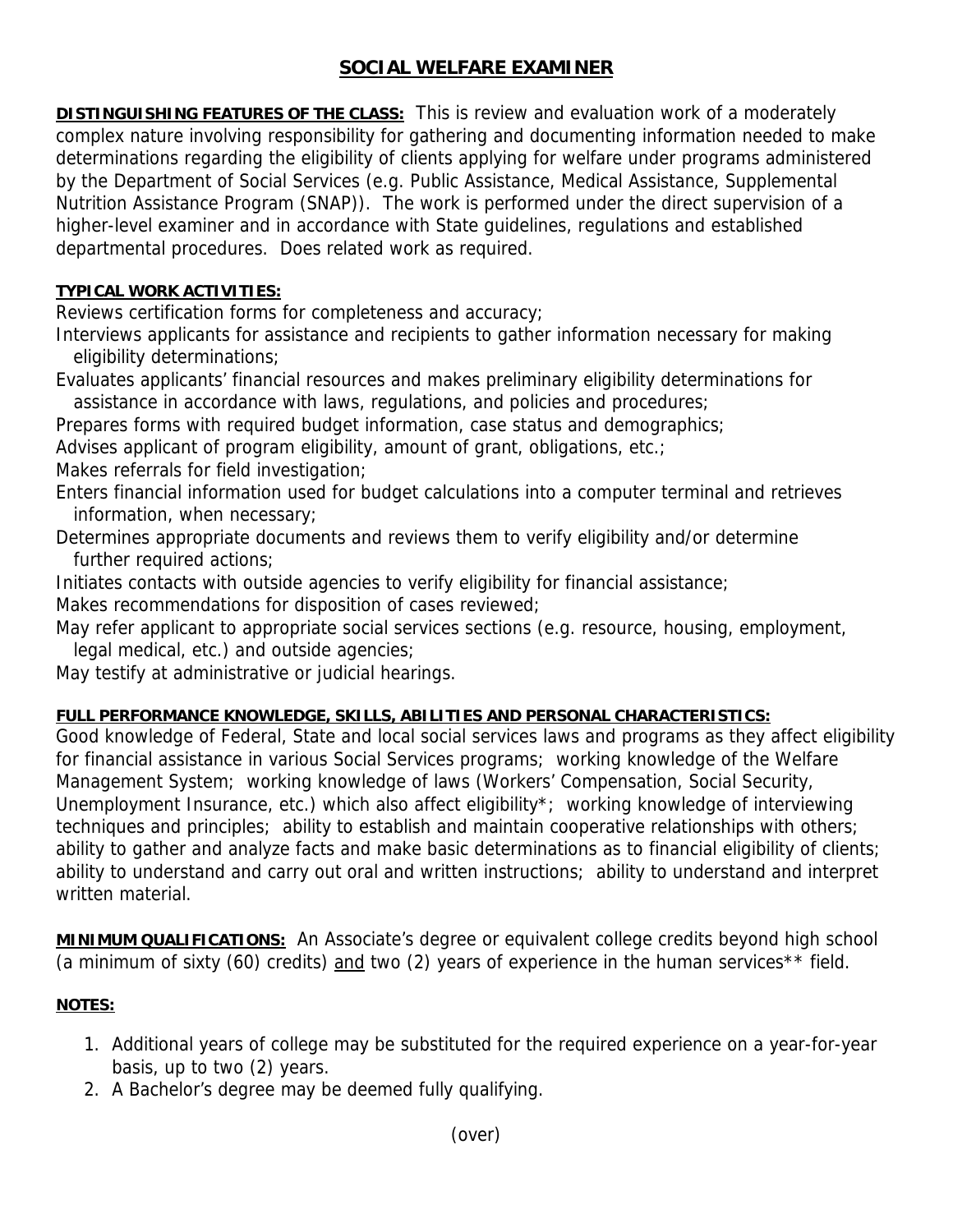# SOCIAL WELFARE EXAMINER

**DISTINGUISHING FEATURES OF THE CLASS:** This is review and evaluation work of a moderately complex nature involving responsibility for gathering and documenting information needed to make determinations regarding the eligibility of clients applying for welfare under programs administered by the Department of Social Services (e.g. Public Assistance, Medical Assistance, Supplemental Nutrition Assistance Program (SNAP)). The work is performed under the direct supervision of a higher-level examiner and in accordance with State guidelines, regulations and established departmental procedures. Does related work as required.

**TYPICAL WORK ACTIVITIES:**

Reviews certification forms for completeness and accuracy;
Interviews applicants for assistance and recipients to gather information necessary for making eligibility determinations;
Evaluates applicants' financial resources and makes preliminary eligibility determinations for assistance in accordance with laws, regulations, and policies and procedures;
Prepares forms with required budget information, case status and demographics;
Advises applicant of program eligibility, amount of grant, obligations, etc.;
Makes referrals for field investigation;
Enters financial information used for budget calculations into a computer terminal and retrieves information, when necessary;
Determines appropriate documents and reviews them to verify eligibility and/or determine further required actions;
Initiates contacts with outside agencies to verify eligibility for financial assistance;
Makes recommendations for disposition of cases reviewed;
May refer applicant to appropriate social services sections (e.g. resource, housing, employment, legal medical, etc.) and outside agencies;
May testify at administrative or judicial hearings.

**FULL PERFORMANCE KNOWLEDGE, SKILLS, ABILITIES AND PERSONAL CHARACTERISTICS:**
Good knowledge of Federal, State and local social services laws and programs as they affect eligibility for financial assistance in various Social Services programs; working knowledge of the Welfare Management System; working knowledge of laws (Workers' Compensation, Social Security, Unemployment Insurance, etc.) which also affect eligibility*; working knowledge of interviewing techniques and principles; ability to establish and maintain cooperative relationships with others; ability to gather and analyze facts and make basic determinations as to financial eligibility of clients; ability to understand and carry out oral and written instructions; ability to understand and interpret written material.

**MINIMUM QUALIFICATIONS:** An Associate's degree or equivalent college credits beyond high school (a minimum of sixty (60) credits) and two (2) years of experience in the human services** field.

**NOTES:**

1. Additional years of college may be substituted for the required experience on a year-for-year basis, up to two (2) years.
2. A Bachelor's degree may be deemed fully qualifying.

(over)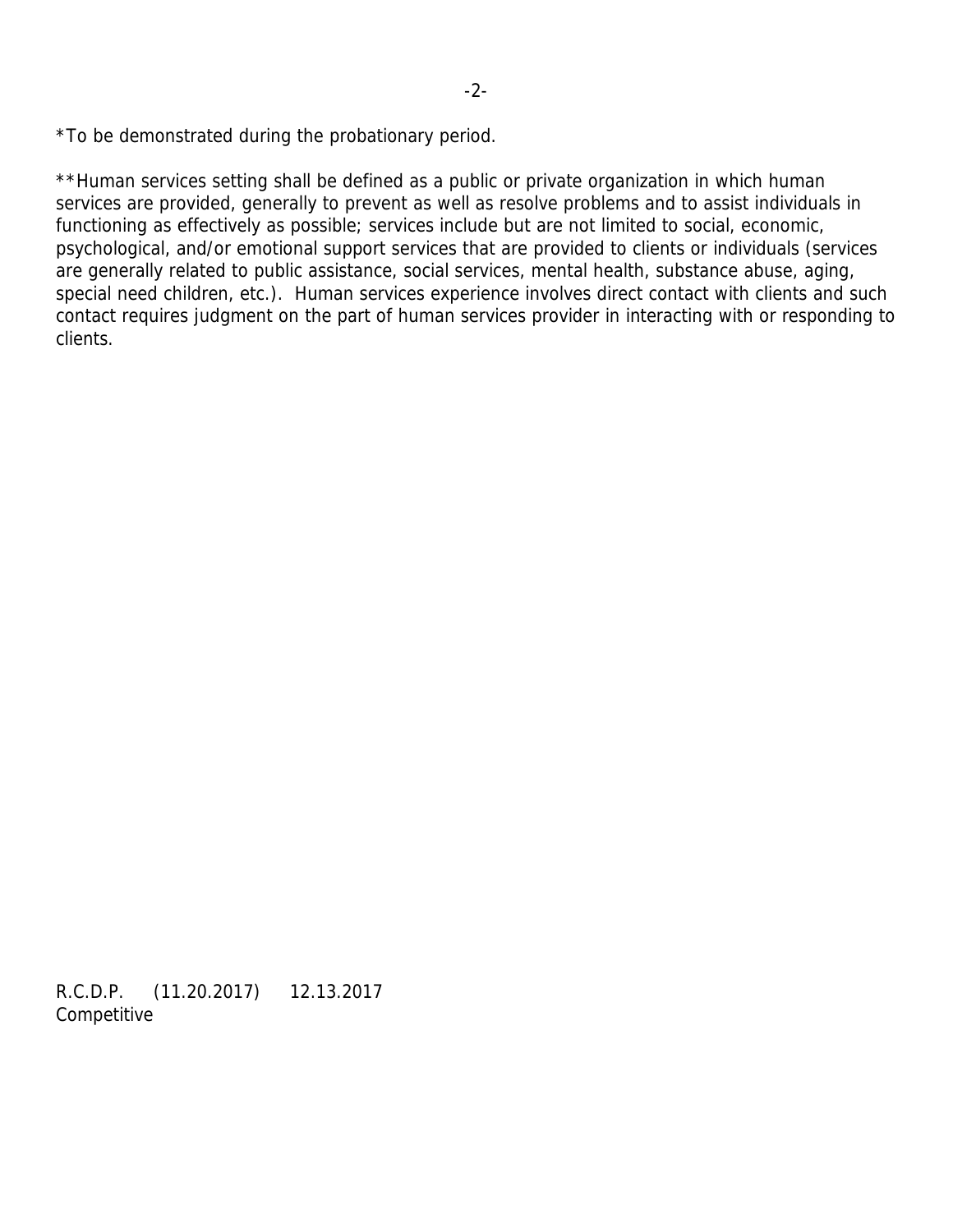*To be demonstrated during the probationary period.

**Human services setting shall be defined as a public or private organization in which human services are provided, generally to prevent as well as resolve problems and to assist individuals in functioning as effectively as possible; services include but are not limited to social, economic, psychological, and/or emotional support services that are provided to clients or individuals (services are generally related to public assistance, social services, mental health, substance abuse, aging, special need children, etc.). Human services experience involves direct contact with clients and such contact requires judgment on the part of human services provider in interacting with or responding to clients.

R.C.D.P. (11.20.2017) 12.13.2017
Competitive